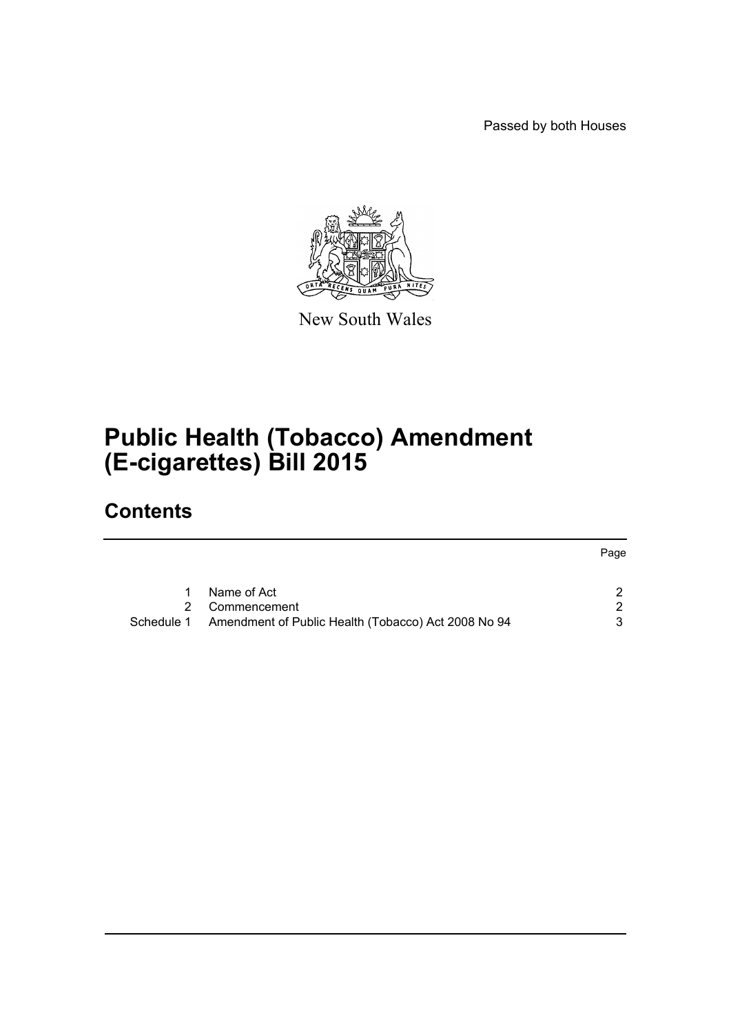Passed by both Houses

New South Wales

# Public Health (Tobacco) Amendment (E-cigarettes) Bill 2015

## Contents

| | | Page |
|---|---|---|
| 1 | Name of Act | 2 |
| 2 | Commencement | 2 |
| Schedule 1 | Amendment of Public Health (Tobacco) Act 2008 No 94 | 3 |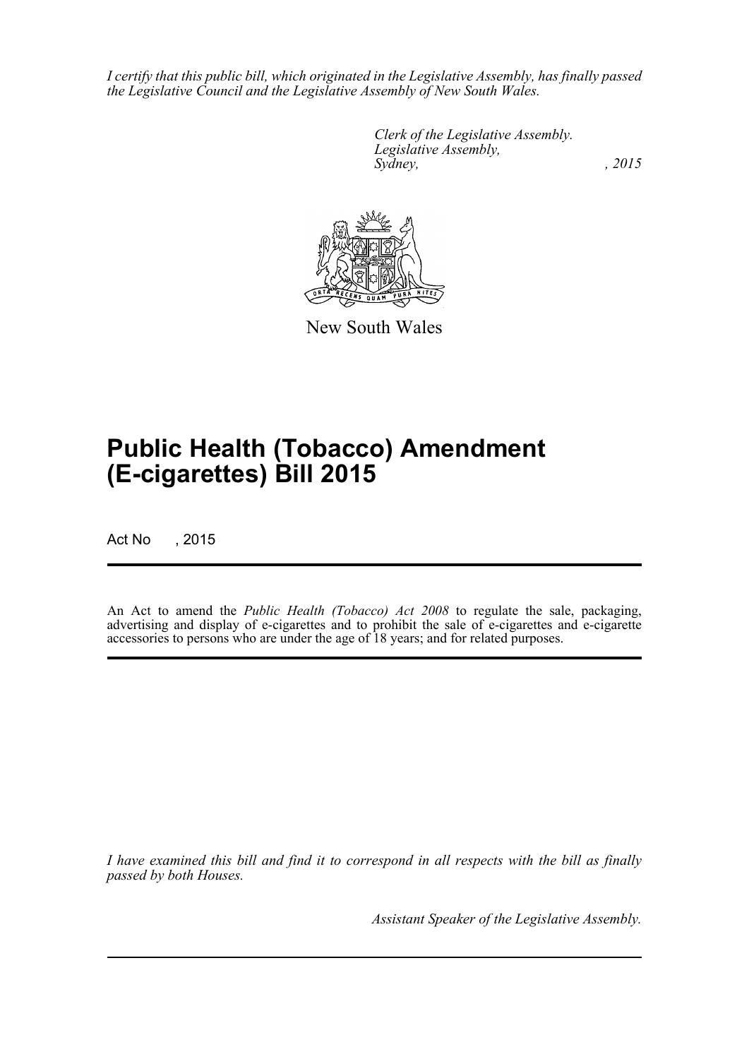*I certify that this public bill, which originated in the Legislative Assembly, has finally passed the Legislative Council and the Legislative Assembly of New South Wales.*

*Clerk of the Legislative Assembly.*
*Legislative Assembly,*
*Sydney, , 2015*

New South Wales

# Public Health (Tobacco) Amendment (E-cigarettes) Bill 2015

Act No , 2015

An Act to amend the *Public Health (Tobacco) Act 2008* to regulate the sale, packaging, advertising and display of e-cigarettes and to prohibit the sale of e-cigarettes and e-cigarette accessories to persons who are under the age of 18 years; and for related purposes.

*I have examined this bill and find it to correspond in all respects with the bill as finally passed by both Houses.*

*Assistant Speaker of the Legislative Assembly.*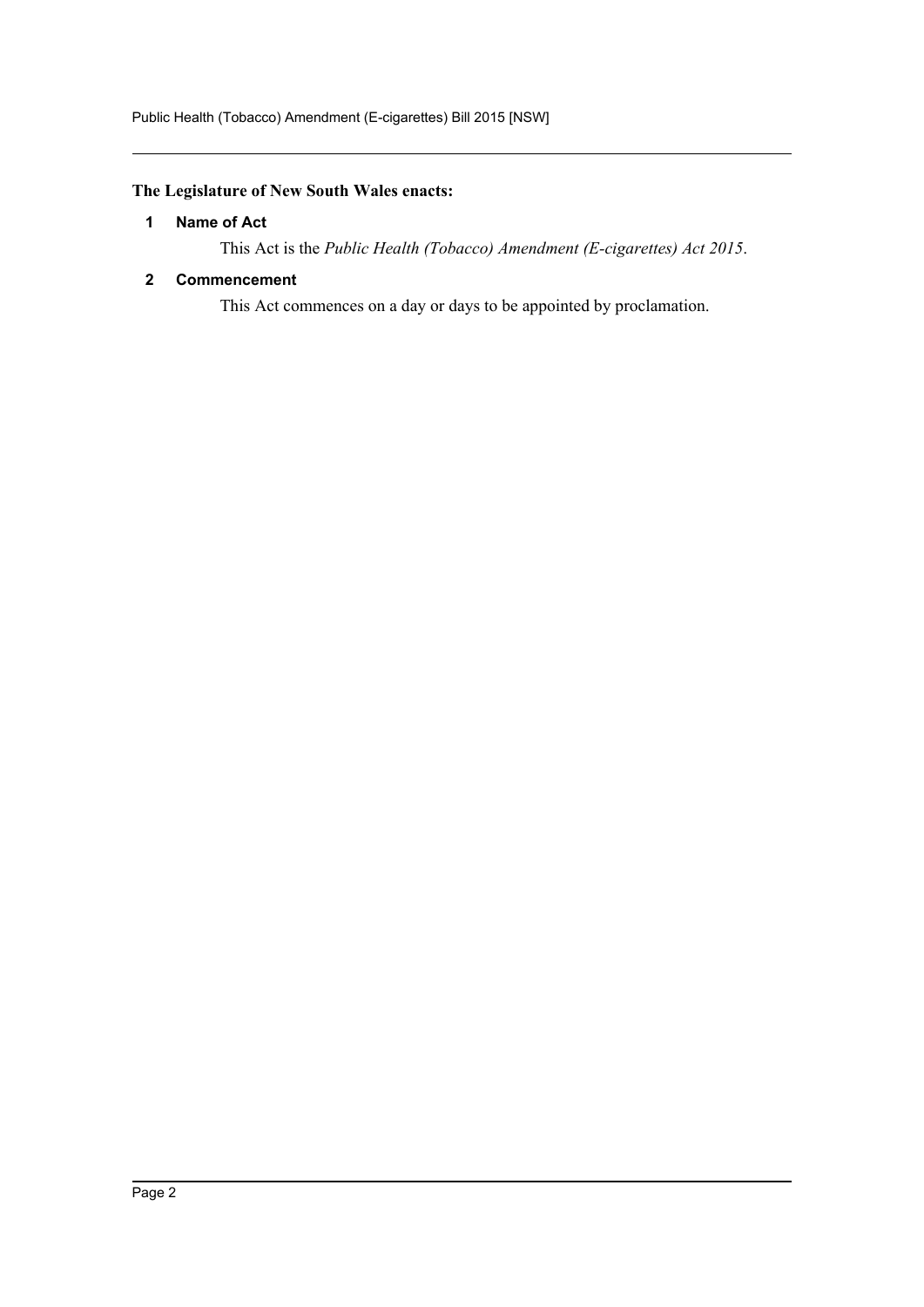**The Legislature of New South Wales enacts:**

### 1 Name of Act

This Act is the *Public Health (Tobacco) Amendment (E-cigarettes) Act 2015*.

### 2 Commencement

This Act commences on a day or days to be appointed by proclamation.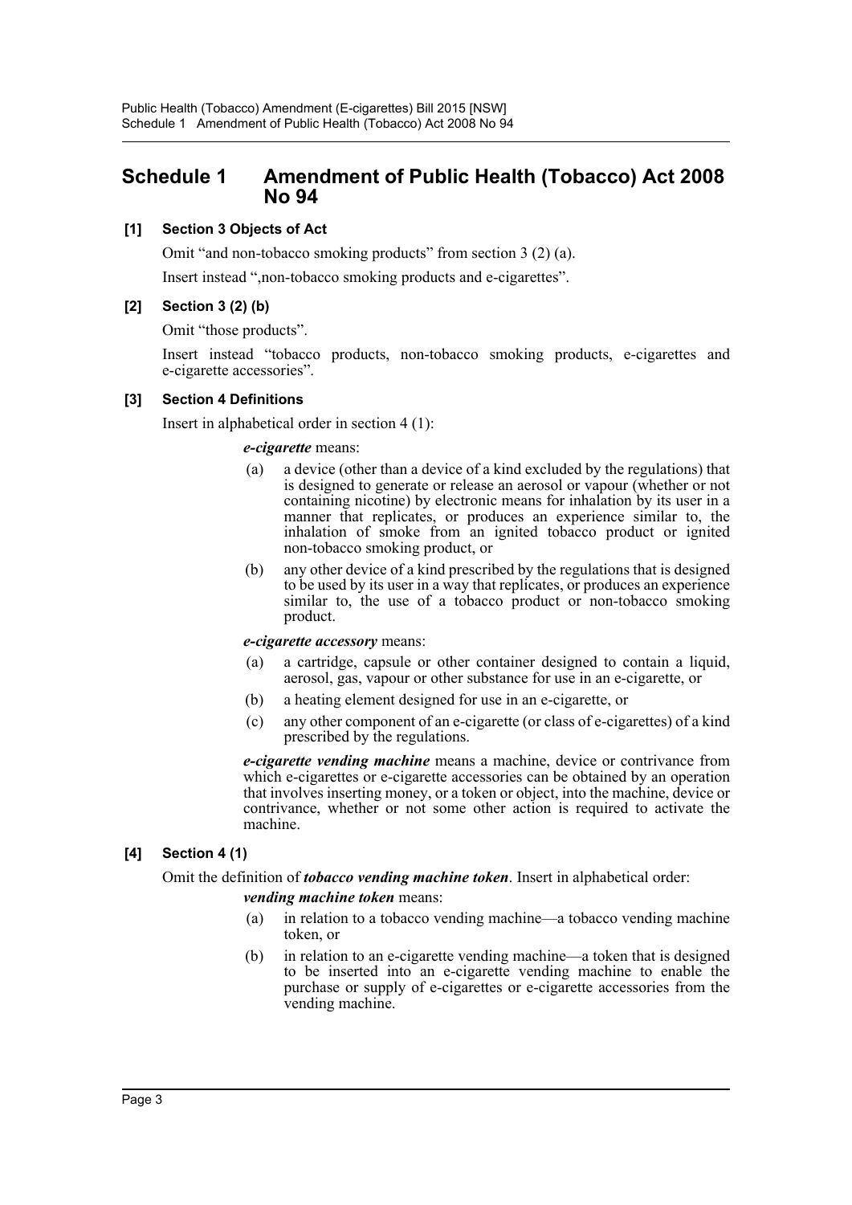## Schedule 1 Amendment of Public Health (Tobacco) Act 2008 No 94

### [1] Section 3 Objects of Act

Omit "and non-tobacco smoking products" from section 3 (2) (a).

Insert instead ",non-tobacco smoking products and e-cigarettes".

### [2] Section 3 (2) (b)

Omit "those products".

Insert instead "tobacco products, non-tobacco smoking products, e-cigarettes and e-cigarette accessories".

### [3] Section 4 Definitions

Insert in alphabetical order in section 4 (1):

***e-cigarette*** means:

- (a) a device (other than a device of a kind excluded by the regulations) that is designed to generate or release an aerosol or vapour (whether or not containing nicotine) by electronic means for inhalation by its user in a manner that replicates, or produces an experience similar to, the inhalation of smoke from an ignited tobacco product or ignited non-tobacco smoking product, or
- (b) any other device of a kind prescribed by the regulations that is designed to be used by its user in a way that replicates, or produces an experience similar to, the use of a tobacco product or non-tobacco smoking product.

***e-cigarette accessory*** means:

- (a) a cartridge, capsule or other container designed to contain a liquid, aerosol, gas, vapour or other substance for use in an e-cigarette, or
- (b) a heating element designed for use in an e-cigarette, or
- (c) any other component of an e-cigarette (or class of e-cigarettes) of a kind prescribed by the regulations.

***e-cigarette vending machine*** means a machine, device or contrivance from which e-cigarettes or e-cigarette accessories can be obtained by an operation that involves inserting money, or a token or object, into the machine, device or contrivance, whether or not some other action is required to activate the machine.

### [4] Section 4 (1)

Omit the definition of ***tobacco vending machine token***. Insert in alphabetical order:

***vending machine token*** means:

- (a) in relation to a tobacco vending machine—a tobacco vending machine token, or
- (b) in relation to an e-cigarette vending machine—a token that is designed to be inserted into an e-cigarette vending machine to enable the purchase or supply of e-cigarettes or e-cigarette accessories from the vending machine.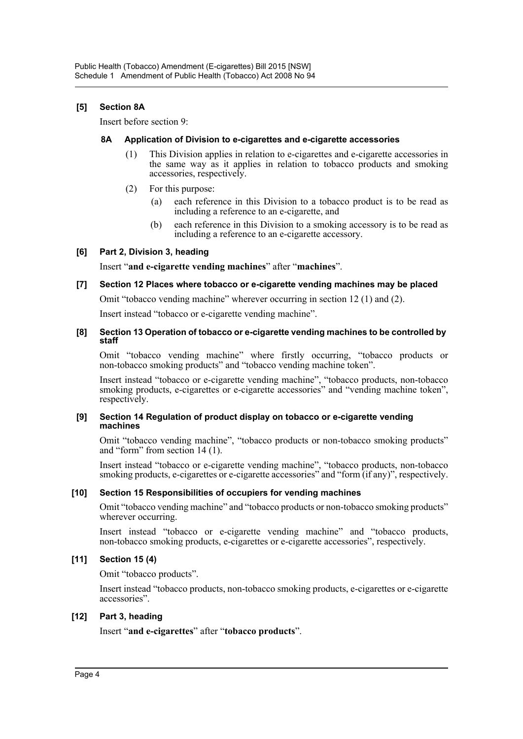### [5] Section 8A

Insert before section 9:

#### 8A Application of Division to e-cigarettes and e-cigarette accessories

(1) This Division applies in relation to e-cigarettes and e-cigarette accessories in the same way as it applies in relation to tobacco products and smoking accessories, respectively.

(2) For this purpose:

(a) each reference in this Division to a tobacco product is to be read as including a reference to an e-cigarette, and

(b) each reference in this Division to a smoking accessory is to be read as including a reference to an e-cigarette accessory.

### [6] Part 2, Division 3, heading

Insert "**and e-cigarette vending machines**" after "**machines**".

### [7] Section 12 Places where tobacco or e-cigarette vending machines may be placed

Omit "tobacco vending machine" wherever occurring in section 12 (1) and (2).

Insert instead "tobacco or e-cigarette vending machine".

### [8] Section 13 Operation of tobacco or e-cigarette vending machines to be controlled by staff

Omit "tobacco vending machine" where firstly occurring, "tobacco products or non-tobacco smoking products" and "tobacco vending machine token".

Insert instead "tobacco or e-cigarette vending machine", "tobacco products, non-tobacco smoking products, e-cigarettes or e-cigarette accessories" and "vending machine token", respectively.

### [9] Section 14 Regulation of product display on tobacco or e-cigarette vending machines

Omit "tobacco vending machine", "tobacco products or non-tobacco smoking products" and "form" from section 14 (1).

Insert instead "tobacco or e-cigarette vending machine", "tobacco products, non-tobacco smoking products, e-cigarettes or e-cigarette accessories" and "form (if any)", respectively.

### [10] Section 15 Responsibilities of occupiers for vending machines

Omit "tobacco vending machine" and "tobacco products or non-tobacco smoking products" wherever occurring.

Insert instead "tobacco or e-cigarette vending machine" and "tobacco products, non-tobacco smoking products, e-cigarettes or e-cigarette accessories", respectively.

### [11] Section 15 (4)

Omit "tobacco products".

Insert instead "tobacco products, non-tobacco smoking products, e-cigarettes or e-cigarette accessories".

### [12] Part 3, heading

Insert "**and e-cigarettes**" after "**tobacco products**".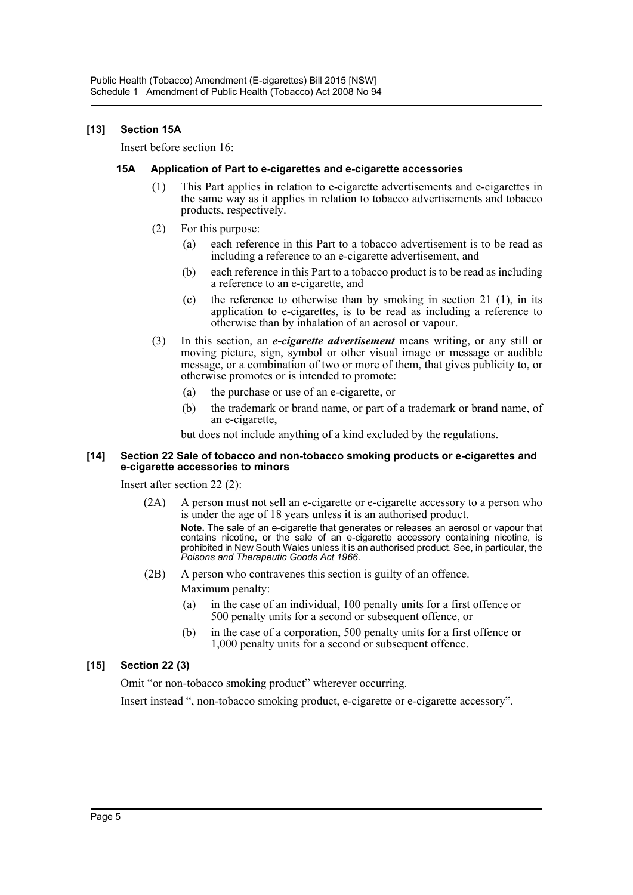### [13] Section 15A

Insert before section 16:

#### 15A Application of Part to e-cigarettes and e-cigarette accessories

(1) This Part applies in relation to e-cigarette advertisements and e-cigarettes in the same way as it applies in relation to tobacco advertisements and tobacco products, respectively.

(2) For this purpose:

(a) each reference in this Part to a tobacco advertisement is to be read as including a reference to an e-cigarette advertisement, and

(b) each reference in this Part to a tobacco product is to be read as including a reference to an e-cigarette, and

(c) the reference to otherwise than by smoking in section 21 (1), in its application to e-cigarettes, is to be read as including a reference to otherwise than by inhalation of an aerosol or vapour.

(3) In this section, an ***e-cigarette advertisement*** means writing, or any still or moving picture, sign, symbol or other visual image or message or audible message, or a combination of two or more of them, that gives publicity to, or otherwise promotes or is intended to promote:

(a) the purchase or use of an e-cigarette, or

(b) the trademark or brand name, or part of a trademark or brand name, of an e-cigarette,

but does not include anything of a kind excluded by the regulations.

### [14] Section 22 Sale of tobacco and non-tobacco smoking products or e-cigarettes and e-cigarette accessories to minors

Insert after section 22 (2):

(2A) A person must not sell an e-cigarette or e-cigarette accessory to a person who is under the age of 18 years unless it is an authorised product.

**Note.** The sale of an e-cigarette that generates or releases an aerosol or vapour that contains nicotine, or the sale of an e-cigarette accessory containing nicotine, is prohibited in New South Wales unless it is an authorised product. See, in particular, the *Poisons and Therapeutic Goods Act 1966*.

(2B) A person who contravenes this section is guilty of an offence.

Maximum penalty:

(a) in the case of an individual, 100 penalty units for a first offence or 500 penalty units for a second or subsequent offence, or

(b) in the case of a corporation, 500 penalty units for a first offence or 1,000 penalty units for a second or subsequent offence.

### [15] Section 22 (3)

Omit "or non-tobacco smoking product" wherever occurring.

Insert instead ", non-tobacco smoking product, e-cigarette or e-cigarette accessory".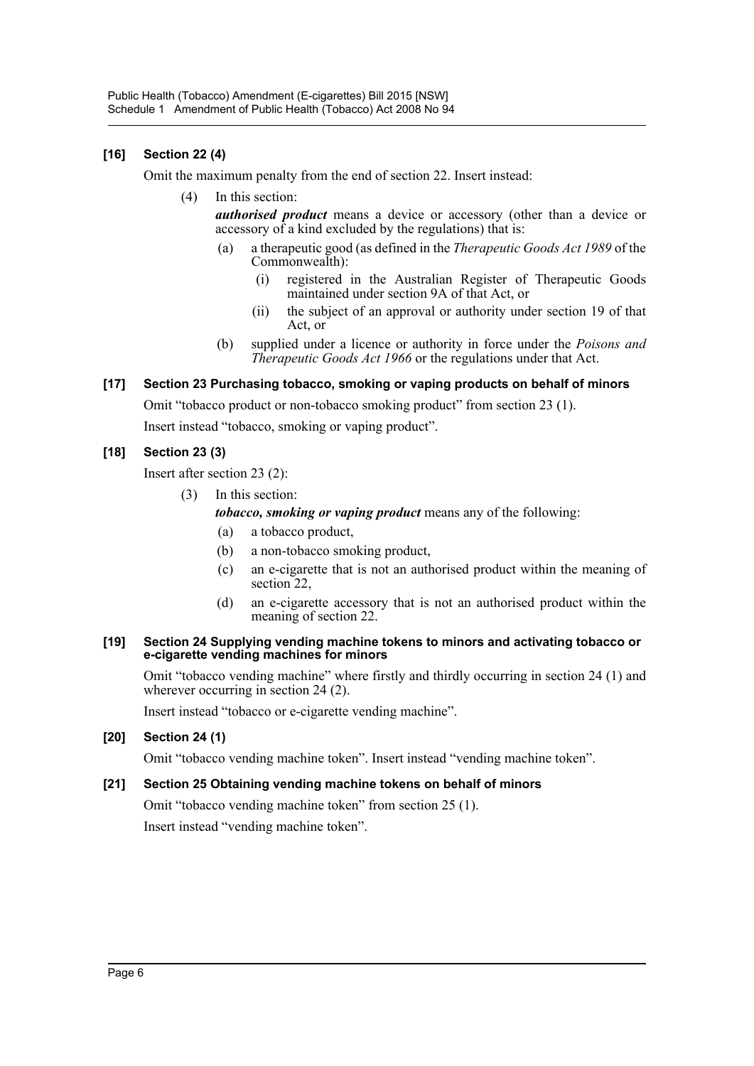**[16] Section 22 (4)**

Omit the maximum penalty from the end of section 22. Insert instead:

(4) In this section:

***authorised product*** means a device or accessory (other than a device or accessory of a kind excluded by the regulations) that is:

(a) a therapeutic good (as defined in the *Therapeutic Goods Act 1989* of the Commonwealth):

(i) registered in the Australian Register of Therapeutic Goods maintained under section 9A of that Act, or

(ii) the subject of an approval or authority under section 19 of that Act, or

(b) supplied under a licence or authority in force under the *Poisons and Therapeutic Goods Act 1966* or the regulations under that Act.

**[17] Section 23 Purchasing tobacco, smoking or vaping products on behalf of minors**

Omit "tobacco product or non-tobacco smoking product" from section 23 (1).

Insert instead "tobacco, smoking or vaping product".

**[18] Section 23 (3)**

Insert after section 23 (2):

(3) In this section:

***tobacco, smoking or vaping product*** means any of the following:

(a) a tobacco product,

(b) a non-tobacco smoking product,

(c) an e-cigarette that is not an authorised product within the meaning of section 22,

(d) an e-cigarette accessory that is not an authorised product within the meaning of section 22.

**[19] Section 24 Supplying vending machine tokens to minors and activating tobacco or e-cigarette vending machines for minors**

Omit "tobacco vending machine" where firstly and thirdly occurring in section 24 (1) and wherever occurring in section 24 (2).

Insert instead "tobacco or e-cigarette vending machine".

**[20] Section 24 (1)**

Omit "tobacco vending machine token". Insert instead "vending machine token".

**[21] Section 25 Obtaining vending machine tokens on behalf of minors**

Omit "tobacco vending machine token" from section 25 (1).

Insert instead "vending machine token".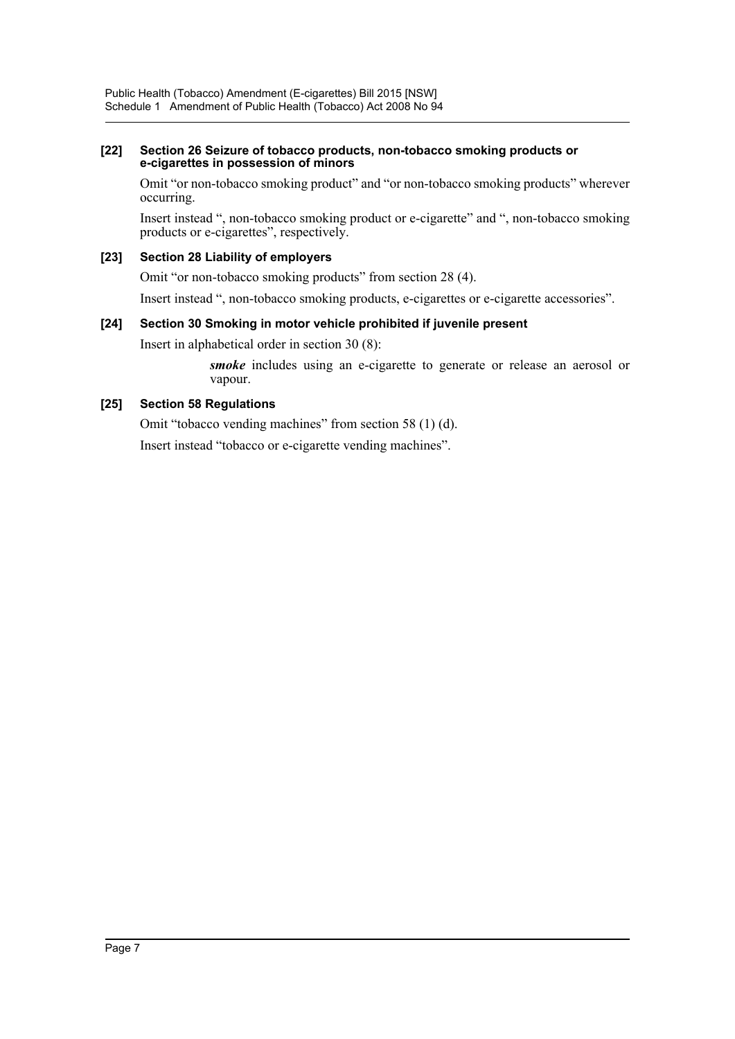#### [22] Section 26 Seizure of tobacco products, non-tobacco smoking products or e-cigarettes in possession of minors

Omit "or non-tobacco smoking product" and "or non-tobacco smoking products" wherever occurring.

Insert instead ", non-tobacco smoking product or e-cigarette" and ", non-tobacco smoking products or e-cigarettes", respectively.

#### [23] Section 28 Liability of employers

Omit "or non-tobacco smoking products" from section 28 (4).

Insert instead ", non-tobacco smoking products, e-cigarettes or e-cigarette accessories".

#### [24] Section 30 Smoking in motor vehicle prohibited if juvenile present

Insert in alphabetical order in section 30 (8):

> ***smoke*** includes using an e-cigarette to generate or release an aerosol or vapour.

#### [25] Section 58 Regulations

Omit "tobacco vending machines" from section 58 (1) (d).

Insert instead "tobacco or e-cigarette vending machines".